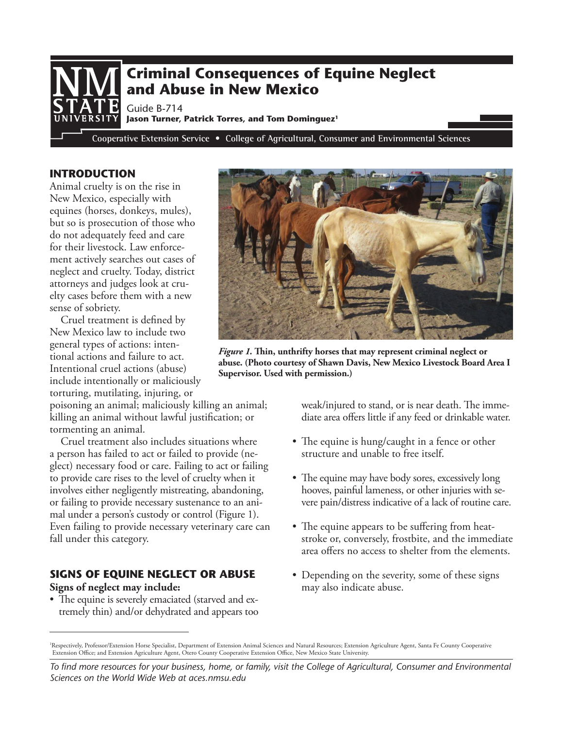# Criminal Consequences of Equine Neglect and Abuse in New Mexico

Guide B-714

**Jason Turner, Patrick Torres, and Tom Dominguez[1]**

Cooperative Extension Service • College of Agricultural, Consumer and Environmental Sciences

## INTRODUCTION

Animal cruelty is on the rise in New Mexico, especially with equines (horses, donkeys, mules), but so is prosecution of those who do not adequately feed and care for their livestock. Law enforcement actively searches out cases of neglect and cruelty. Today, district attorneys and judges look at cruelty cases before them with a new sense of sobriety.

Cruel treatment is defined by New Mexico law to include two general types of actions: intentional actions and failure to act. Intentional cruel actions (abuse) include intentionally or maliciously torturing, mutilating, injuring, or poisoning an animal; maliciously killing an animal; killing an animal without lawful justification; or tormenting an animal.

*Figure 1.* **Thin, unthrifty horses that may represent criminal neglect or abuse. (Photo courtesy of Shawn Davis, New Mexico Livestock Board Area I Supervisor. Used with permission.)**

Cruel treatment also includes situations where a person has failed to act or failed to provide (neglect) necessary food or care. Failing to act or failing to provide care rises to the level of cruelty when it involves either negligently mistreating, abandoning, or failing to provide necessary sustenance to an animal under a person's custody or control (Figure 1). Even failing to provide necessary veterinary care can fall under this category.

## SIGNS OF EQUINE NEGLECT OR ABUSE

**Signs of neglect may include:**

- The equine is severely emaciated (starved and extremely thin) and/or dehydrated and appears too weak/injured to stand, or is near death. The immediate area offers little if any feed or drinkable water.
- The equine is hung/caught in a fence or other structure and unable to free itself.
- The equine may have body sores, excessively long hooves, painful lameness, or other injuries with severe pain/distress indicative of a lack of routine care.
- The equine appears to be suffering from heatstroke or, conversely, frostbite, and the immediate area offers no access to shelter from the elements.
- Depending on the severity, some of these signs may also indicate abuse.

---

[1] Respectively, Professor/Extension Horse Specialist, Department of Extension Animal Sciences and Natural Resources; Extension Agriculture Agent, Santa Fe County Cooperative Extension Office; and Extension Agriculture Agent, Otero County Cooperative Extension Office, New Mexico State University.

*To find more resources for your business, home, or family, visit the College of Agricultural, Consumer and Environmental Sciences on the World Wide Web at aces.nmsu.edu*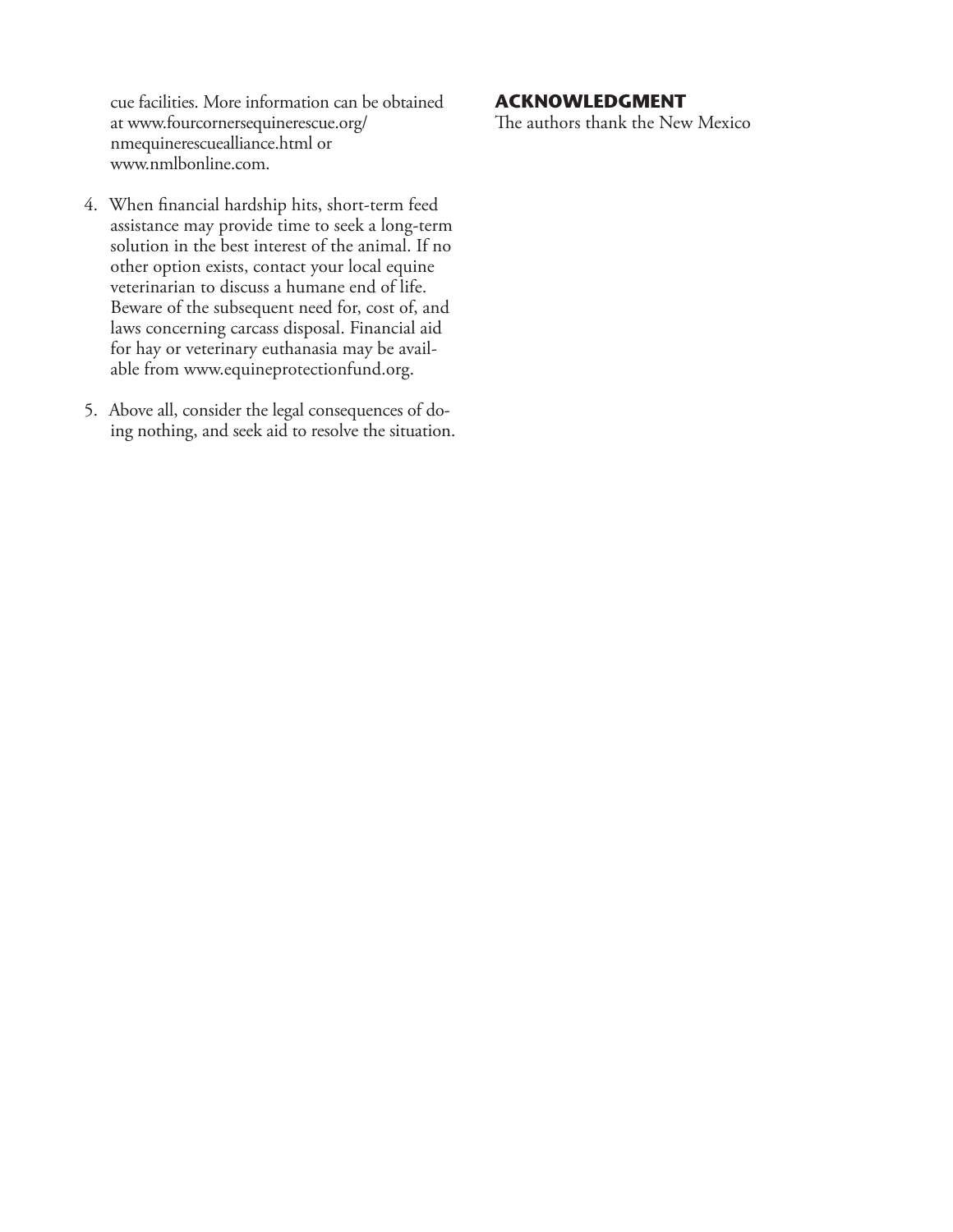cue facilities. More information can be obtained at www.fourcornersequinerescue.org/nmequinerescuealliance.html or www.nmlbonline.com.

4. When financial hardship hits, short-term feed assistance may provide time to seek a long-term solution in the best interest of the animal. If no other option exists, contact your local equine veterinarian to discuss a humane end of life. Beware of the subsequent need for, cost of, and laws concerning carcass disposal. Financial aid for hay or veterinary euthanasia may be available from www.equineprotectionfund.org.

5. Above all, consider the legal consequences of doing nothing, and seek aid to resolve the situation.

## ACKNOWLEDGMENT

The authors thank the New Mexico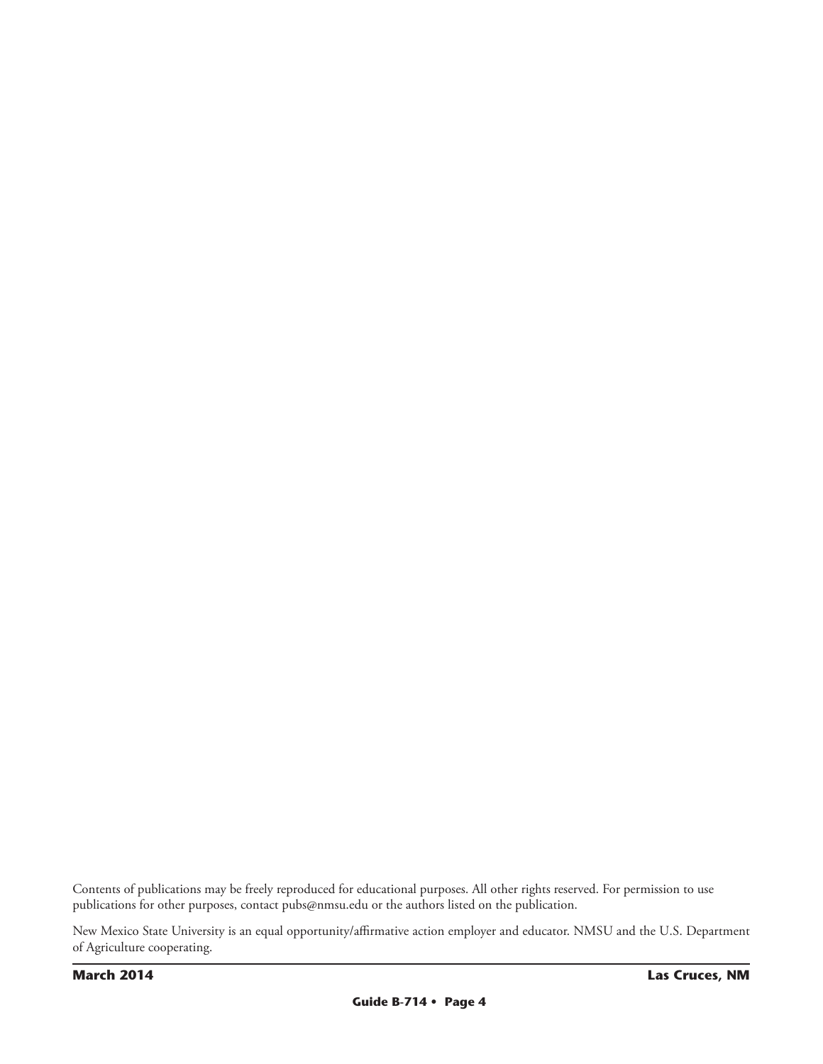Contents of publications may be freely reproduced for educational purposes. All other rights reserved. For permission to use publications for other purposes, contact pubs@nmsu.edu or the authors listed on the publication.

New Mexico State University is an equal opportunity/affirmative action employer and educator. NMSU and the U.S. Department of Agriculture cooperating.

**March 2014** **Las Cruces, NM**